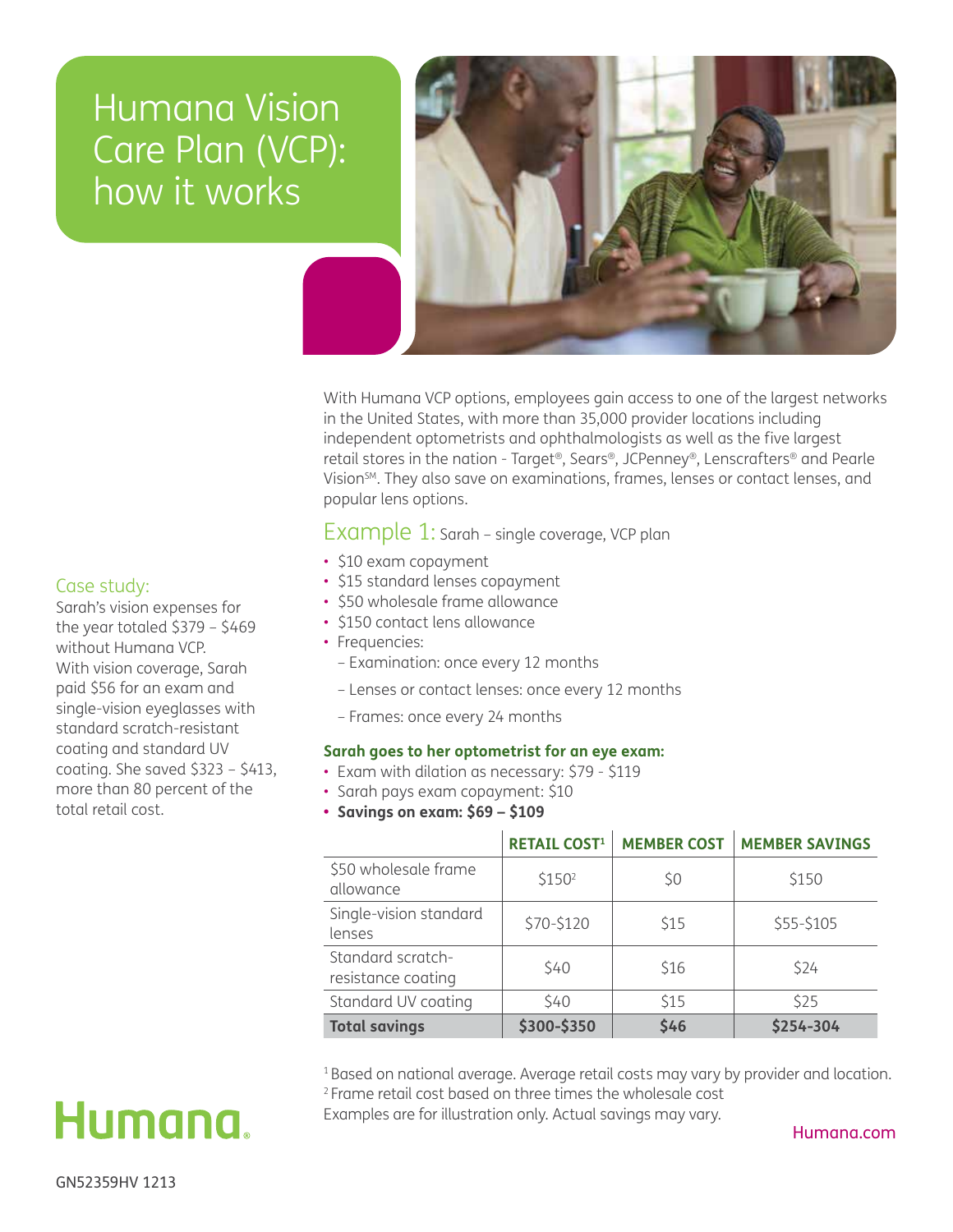# Humana Vision Care Plan (VCP): how it works

With Humana VCP options, employees gain access to one of the largest networks in the United States, with more than 35,000 provider locations including independent optometrists and ophthalmologists as well as the five largest retail stores in the nation - Target®, Sears®, JCPenney®, Lenscrafters® and Pearle Vision℠. They also save on examinations, frames, lenses or contact lenses, and popular lens options.

## Example 1: Sarah – single coverage, VCP plan

- $10 exam copayment
- $15 standard lenses copayment
- $50 wholesale frame allowance
- $150 contact lens allowance
- Frequencies:
  - Examination: once every 12 months
  - Lenses or contact lenses: once every 12 months
  - Frames: once every 24 months

**Sarah goes to her optometrist for an eye exam:**

- Exam with dilation as necessary: $79 - $119
- Sarah pays exam copayment: $10
- **Savings on exam: $69 – $109**

| | RETAIL COST[1] | MEMBER COST | MEMBER SAVINGS |
|---|---|---|---|
| $50 wholesale frame allowance | $150[2] | $0 | $150 |
| Single-vision standard lenses | $70-$120 | $15 | $55-$105 |
| Standard scratch-resistance coating | $40 | $16 | $24 |
| Standard UV coating | $40 | $15 | $25 |
| **Total savings** | **$300-$350** | **$46** | **$254-304** |

[1] Based on national average. Average retail costs may vary by provider and location.
[2] Frame retail cost based on three times the wholesale cost
Examples are for illustration only. Actual savings may vary.

### Case study:

Sarah's vision expenses for the year totaled $379 – $469 without Humana VCP. With vision coverage, Sarah paid $56 for an exam and single-vision eyeglasses with standard scratch-resistant coating and standard UV coating. She saved $323 – $413, more than 80 percent of the total retail cost.

Humana

Humana.com

GN52359HV 1213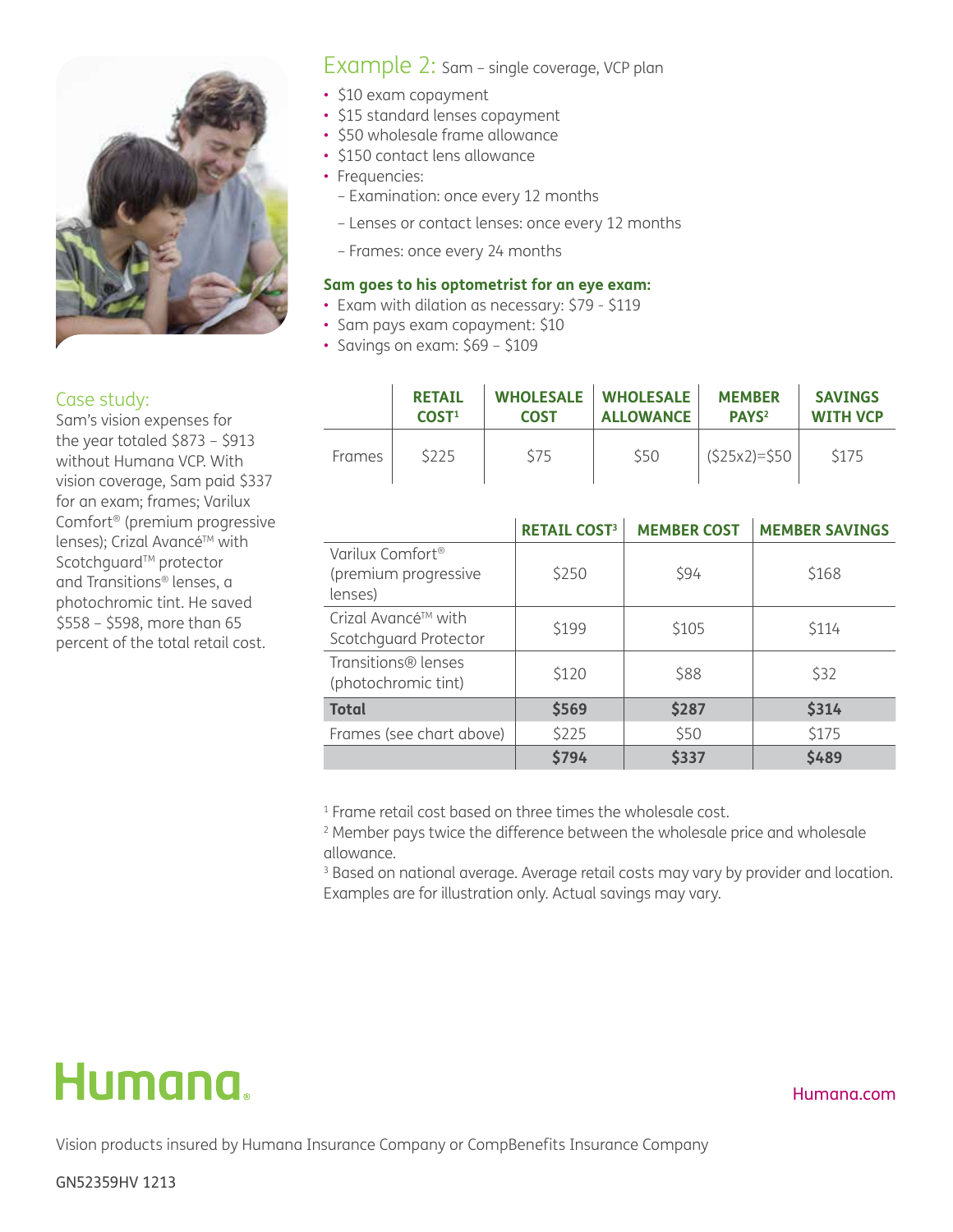## Example 2: Sam – single coverage, VCP plan

- $10 exam copayment
- $15 standard lenses copayment
- $50 wholesale frame allowance
- $150 contact lens allowance
- Frequencies:
  - Examination: once every 12 months
  - Lenses or contact lenses: once every 12 months
  - Frames: once every 24 months

**Sam goes to his optometrist for an eye exam:**

- Exam with dilation as necessary: $79 - $119
- Sam pays exam copayment: $10
- Savings on exam: $69 – $109

| | RETAIL COST[1] | WHOLESALE COST | WHOLESALE ALLOWANCE | MEMBER PAYS[2] | SAVINGS WITH VCP |
|---|---|---|---|---|---|
| Frames | $225 | $75 | $50 | ($25x2)=$50 | $175 |

| | RETAIL COST[3] | MEMBER COST | MEMBER SAVINGS |
|---|---|---|---|
| Varilux Comfort® (premium progressive lenses) | $250 | $94 | $168 |
| Crizal Avancé™ with Scotchguard Protector | $199 | $105 | $114 |
| Transitions® lenses (photochromic tint) | $120 | $88 | $32 |
| **Total** | **$569** | **$287** | **$314** |
| Frames (see chart above) | $225 | $50 | $175 |
| | **$794** | **$337** | **$489** |

[1] Frame retail cost based on three times the wholesale cost.

[2] Member pays twice the difference between the wholesale price and wholesale allowance.

[3] Based on national average. Average retail costs may vary by provider and location. Examples are for illustration only. Actual savings may vary.

### Case study:

Sam's vision expenses for the year totaled $873 – $913 without Humana VCP. With vision coverage, Sam paid $337 for an exam; frames; Varilux Comfort® (premium progressive lenses); Crizal Avancé™ with Scotchguard™ protector and Transitions® lenses, a photochromic tint. He saved $558 – $598, more than 65 percent of the total retail cost.

Humana.

Humana.com

Vision products insured by Humana Insurance Company or CompBenefits Insurance Company

GN52359HV 1213